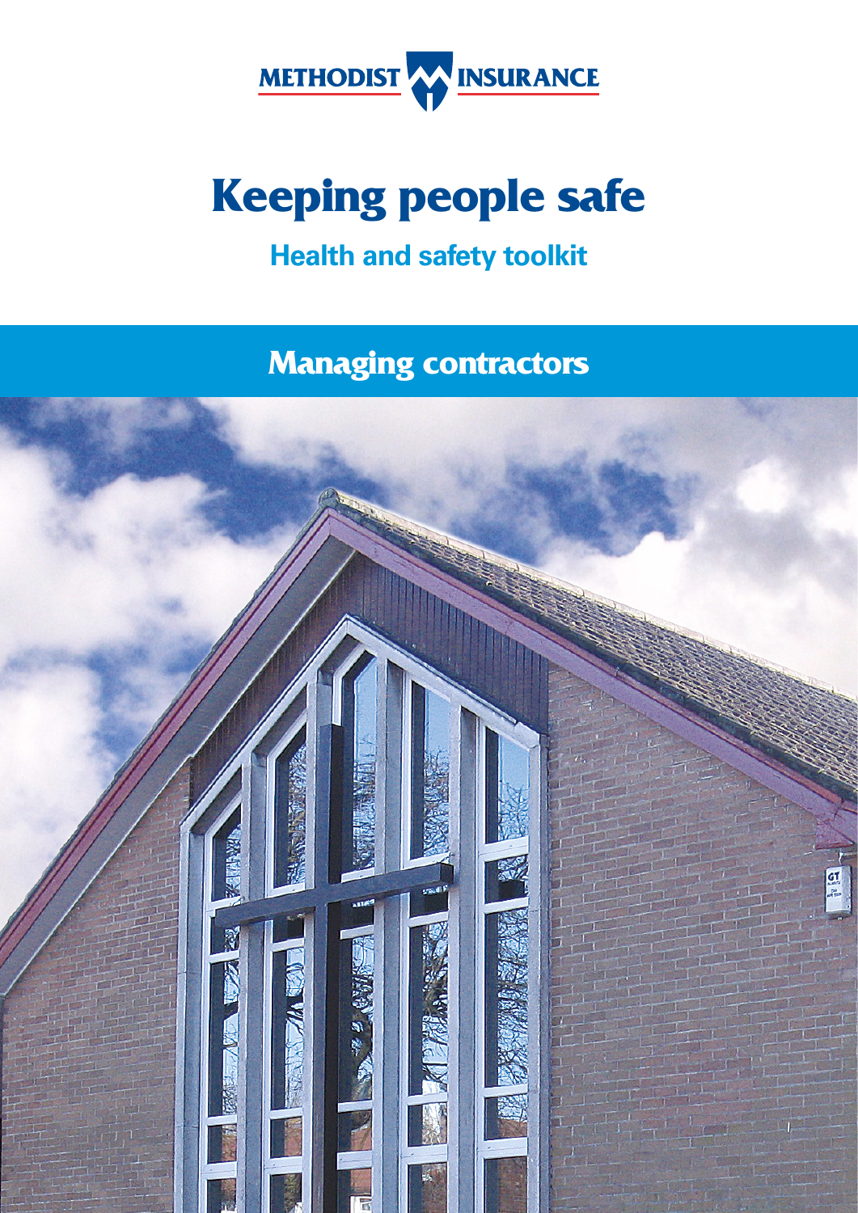METHODIST INSURANCE

# Keeping people safe

## Health and safety toolkit

## Managing contractors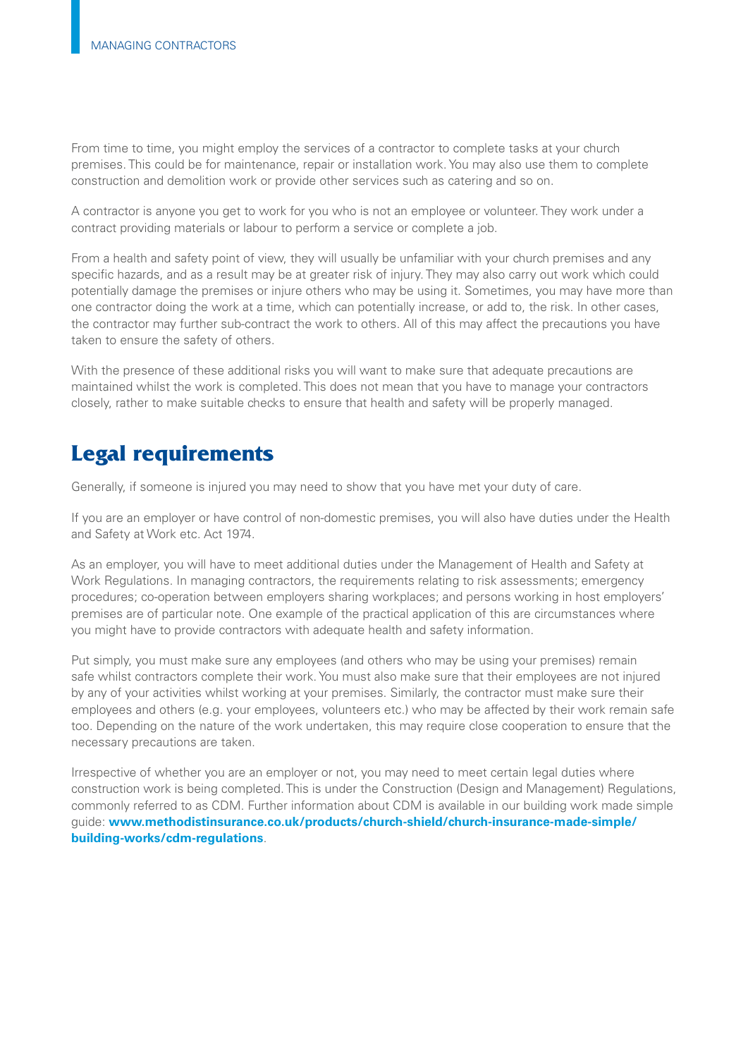From time to time, you might employ the services of a contractor to complete tasks at your church premises. This could be for maintenance, repair or installation work. You may also use them to complete construction and demolition work or provide other services such as catering and so on.

A contractor is anyone you get to work for you who is not an employee or volunteer. They work under a contract providing materials or labour to perform a service or complete a job.

From a health and safety point of view, they will usually be unfamiliar with your church premises and any specific hazards, and as a result may be at greater risk of injury. They may also carry out work which could potentially damage the premises or injure others who may be using it. Sometimes, you may have more than one contractor doing the work at a time, which can potentially increase, or add to, the risk. In other cases, the contractor may further sub-contract the work to others. All of this may affect the precautions you have taken to ensure the safety of others.

With the presence of these additional risks you will want to make sure that adequate precautions are maintained whilst the work is completed. This does not mean that you have to manage your contractors closely, rather to make suitable checks to ensure that health and safety will be properly managed.

## Legal requirements

Generally, if someone is injured you may need to show that you have met your duty of care.

If you are an employer or have control of non-domestic premises, you will also have duties under the Health and Safety at Work etc. Act 1974.

As an employer, you will have to meet additional duties under the Management of Health and Safety at Work Regulations. In managing contractors, the requirements relating to risk assessments; emergency procedures; co-operation between employers sharing workplaces; and persons working in host employers' premises are of particular note. One example of the practical application of this are circumstances where you might have to provide contractors with adequate health and safety information.

Put simply, you must make sure any employees (and others who may be using your premises) remain safe whilst contractors complete their work. You must also make sure that their employees are not injured by any of your activities whilst working at your premises. Similarly, the contractor must make sure their employees and others (e.g. your employees, volunteers etc.) who may be affected by their work remain safe too. Depending on the nature of the work undertaken, this may require close cooperation to ensure that the necessary precautions are taken.

Irrespective of whether you are an employer or not, you may need to meet certain legal duties where construction work is being completed. This is under the Construction (Design and Management) Regulations, commonly referred to as CDM. Further information about CDM is available in our building work made simple guide: **www.methodistinsurance.co.uk/products/church-shield/church-insurance-made-simple/building-works/cdm-regulations**.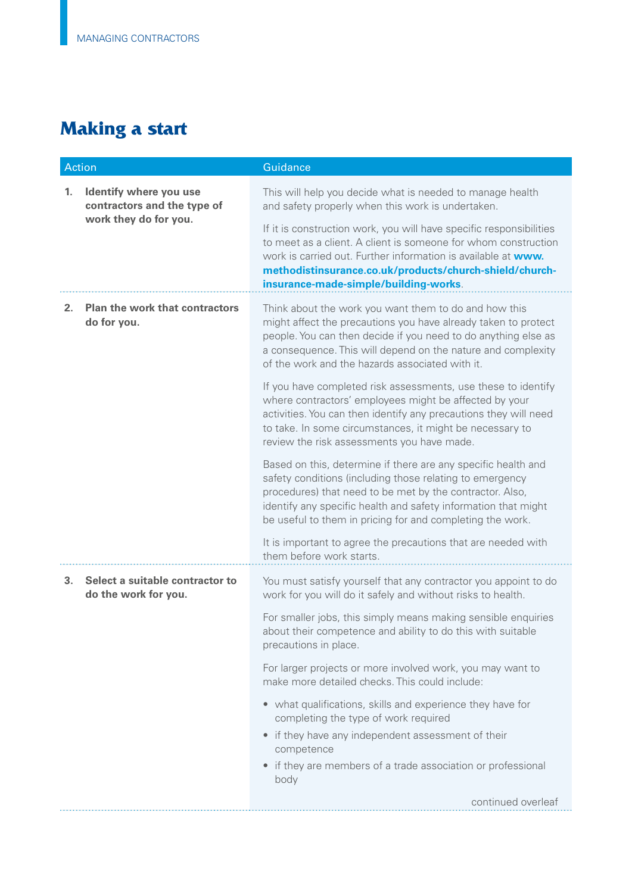## Making a start

| Action | Guidance |
| --- | --- |
| **1. Identify where you use contractors and the type of work they do for you.** | This will help you decide what is needed to manage health and safety properly when this work is undertaken.<br><br>If it is construction work, you will have specific responsibilities to meet as a client. A client is someone for whom construction work is carried out. Further information is available at **www.methodistinsurance.co.uk/products/church-shield/church-insurance-made-simple/building-works**. |
| **2. Plan the work that contractors do for you.** | Think about the work you want them to do and how this might affect the precautions you have already taken to protect people. You can then decide if you need to do anything else as a consequence. This will depend on the nature and complexity of the work and the hazards associated with it.<br><br>If you have completed risk assessments, use these to identify where contractors' employees might be affected by your activities. You can then identify any precautions they will need to take. In some circumstances, it might be necessary to review the risk assessments you have made.<br><br>Based on this, determine if there are any specific health and safety conditions (including those relating to emergency procedures) that need to be met by the contractor. Also, identify any specific health and safety information that might be useful to them in pricing for and completing the work.<br><br>It is important to agree the precautions that are needed with them before work starts. |
| **3. Select a suitable contractor to do the work for you.** | You must satisfy yourself that any contractor you appoint to do work for you will do it safely and without risks to health.<br><br>For smaller jobs, this simply means making sensible enquiries about their competence and ability to do this with suitable precautions in place.<br><br>For larger projects or more involved work, you may want to make more detailed checks. This could include:<br><br>• what qualifications, skills and experience they have for completing the type of work required<br>• if they have any independent assessment of their competence<br>• if they are members of a trade association or professional body<br><br>continued overleaf |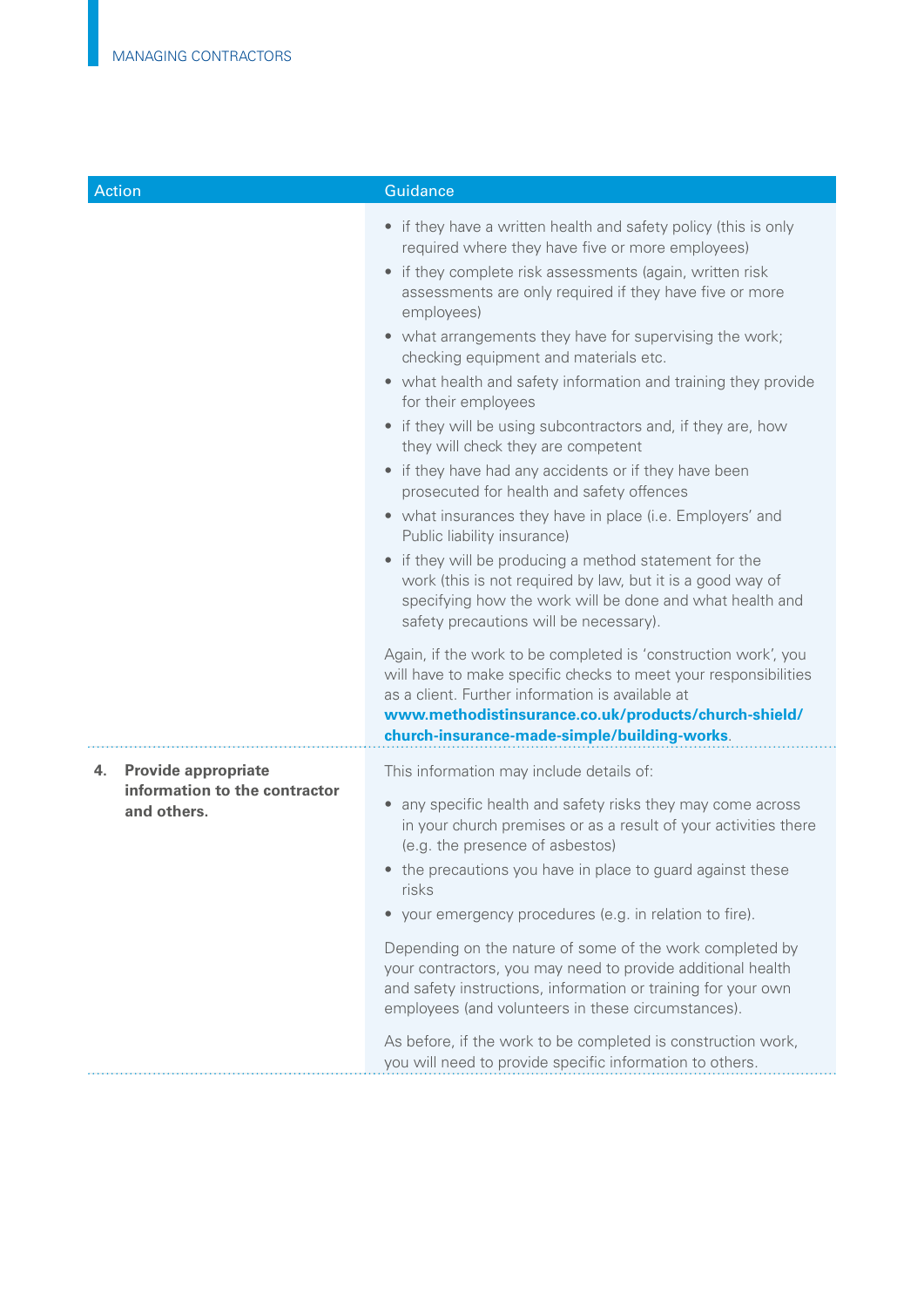| Action | Guidance |
|---|---|
| | • if they have a written health and safety policy (this is only required where they have five or more employees)<br>• if they complete risk assessments (again, written risk assessments are only required if they have five or more employees)<br>• what arrangements they have for supervising the work; checking equipment and materials etc.<br>• what health and safety information and training they provide for their employees<br>• if they will be using subcontractors and, if they are, how they will check they are competent<br>• if they have had any accidents or if they have been prosecuted for health and safety offences<br>• what insurances they have in place (i.e. Employers' and Public liability insurance)<br>• if they will be producing a method statement for the work (this is not required by law, but it is a good way of specifying how the work will be done and what health and safety precautions will be necessary).<br><br>Again, if the work to be completed is 'construction work', you will have to make specific checks to meet your responsibilities as a client. Further information is available at **www.methodistinsurance.co.uk/products/church-shield/church-insurance-made-simple/building-works**. |
| **4. Provide appropriate information to the contractor and others.** | This information may include details of:<br><br>• any specific health and safety risks they may come across in your church premises or as a result of your activities there (e.g. the presence of asbestos)<br>• the precautions you have in place to guard against these risks<br>• your emergency procedures (e.g. in relation to fire).<br><br>Depending on the nature of some of the work completed by your contractors, you may need to provide additional health and safety instructions, information or training for your own employees (and volunteers in these circumstances).<br><br>As before, if the work to be completed is construction work, you will need to provide specific information to others. |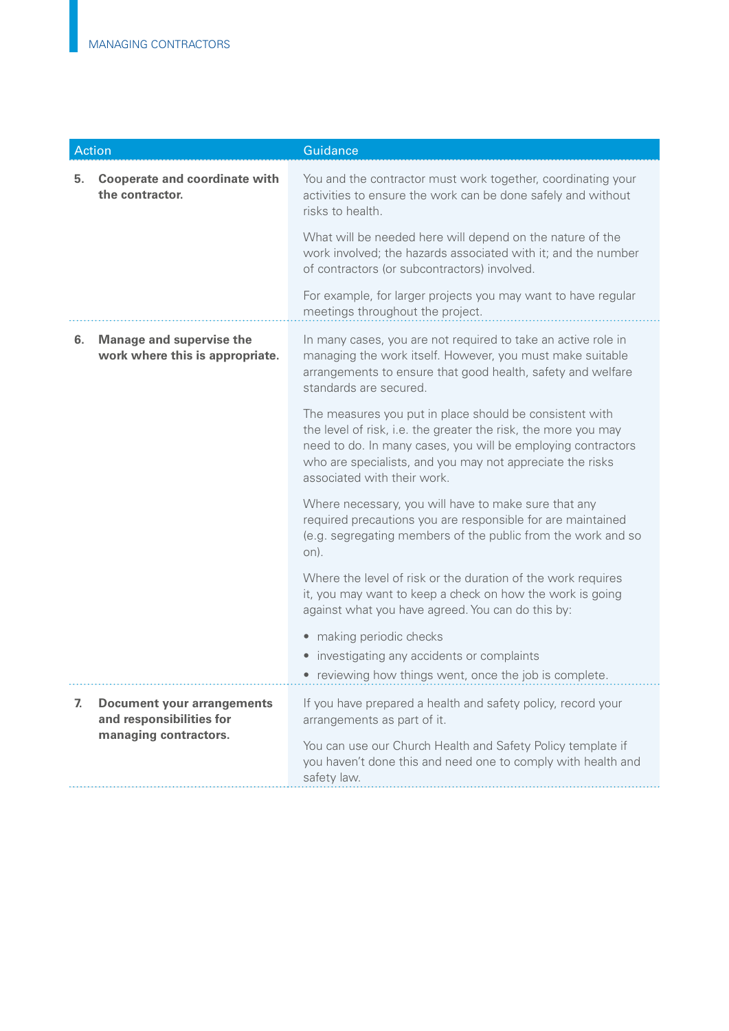| Action | Guidance |
|---|---|
| **5. Cooperate and coordinate with the contractor.** | You and the contractor must work together, coordinating your activities to ensure the work can be done safely and without risks to health.<br><br>What will be needed here will depend on the nature of the work involved; the hazards associated with it; and the number of contractors (or subcontractors) involved.<br><br>For example, for larger projects you may want to have regular meetings throughout the project. |
| **6. Manage and supervise the work where this is appropriate.** | In many cases, you are not required to take an active role in managing the work itself. However, you must make suitable arrangements to ensure that good health, safety and welfare standards are secured.<br><br>The measures you put in place should be consistent with the level of risk, i.e. the greater the risk, the more you may need to do. In many cases, you will be employing contractors who are specialists, and you may not appreciate the risks associated with their work.<br><br>Where necessary, you will have to make sure that any required precautions you are responsible for are maintained (e.g. segregating members of the public from the work and so on).<br><br>Where the level of risk or the duration of the work requires it, you may want to keep a check on how the work is going against what you have agreed. You can do this by:<br><br>• making periodic checks<br>• investigating any accidents or complaints<br>• reviewing how things went, once the job is complete. |
| **7. Document your arrangements and responsibilities for managing contractors.** | If you have prepared a health and safety policy, record your arrangements as part of it.<br><br>You can use our Church Health and Safety Policy template if you haven't done this and need one to comply with health and safety law. |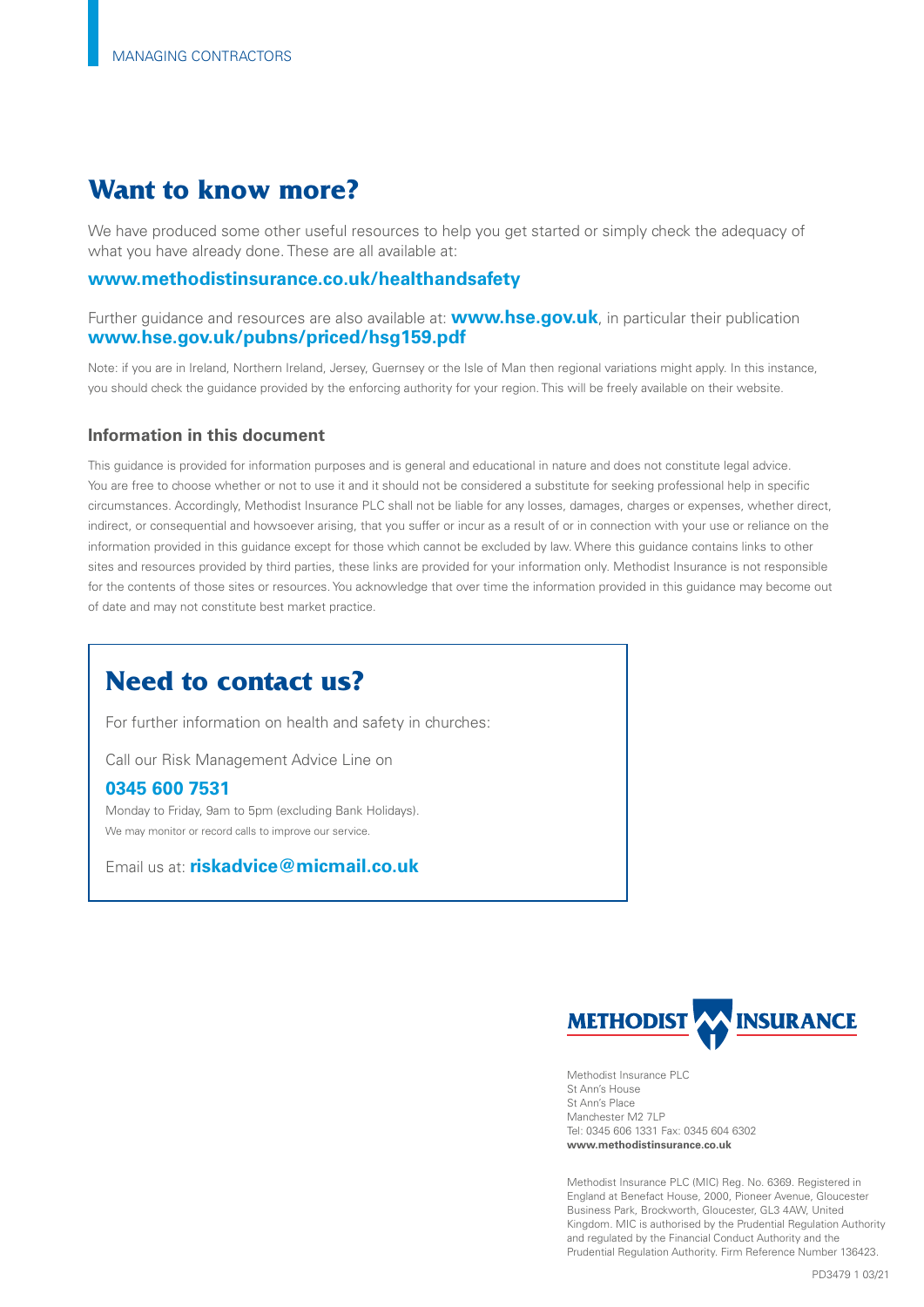## Want to know more?

We have produced some other useful resources to help you get started or simply check the adequacy of what you have already done. These are all available at:

**www.methodistinsurance.co.uk/healthandsafety**

Further guidance and resources are also available at: **www.hse.gov.uk**, in particular their publication **www.hse.gov.uk/pubns/priced/hsg159.pdf**

Note: if you are in Ireland, Northern Ireland, Jersey, Guernsey or the Isle of Man then regional variations might apply. In this instance, you should check the guidance provided by the enforcing authority for your region. This will be freely available on their website.

### Information in this document

This guidance is provided for information purposes and is general and educational in nature and does not constitute legal advice. You are free to choose whether or not to use it and it should not be considered a substitute for seeking professional help in specific circumstances. Accordingly, Methodist Insurance PLC shall not be liable for any losses, damages, charges or expenses, whether direct, indirect, or consequential and howsoever arising, that you suffer or incur as a result of or in connection with your use or reliance on the information provided in this guidance except for those which cannot be excluded by law. Where this guidance contains links to other sites and resources provided by third parties, these links are provided for your information only. Methodist Insurance is not responsible for the contents of those sites or resources. You acknowledge that over time the information provided in this guidance may become out of date and may not constitute best market practice.

## Need to contact us?

For further information on health and safety in churches:

Call our Risk Management Advice Line on

**0345 600 7531**

Monday to Friday, 9am to 5pm (excluding Bank Holidays).
We may monitor or record calls to improve our service.

Email us at: **riskadvice@micmail.co.uk**

METHODIST INSURANCE

Methodist Insurance PLC
St Ann's House
St Ann's Place
Manchester M2 7LP
Tel: 0345 606 1331 Fax: 0345 604 6302
**www.methodistinsurance.co.uk**

Methodist Insurance PLC (MIC) Reg. No. 6369. Registered in England at Benefact House, 2000, Pioneer Avenue, Gloucester Business Park, Brockworth, Gloucester, GL3 4AW, United Kingdom. MIC is authorised by the Prudential Regulation Authority and regulated by the Financial Conduct Authority and the Prudential Regulation Authority. Firm Reference Number 136423.

PD3479 1 03/21